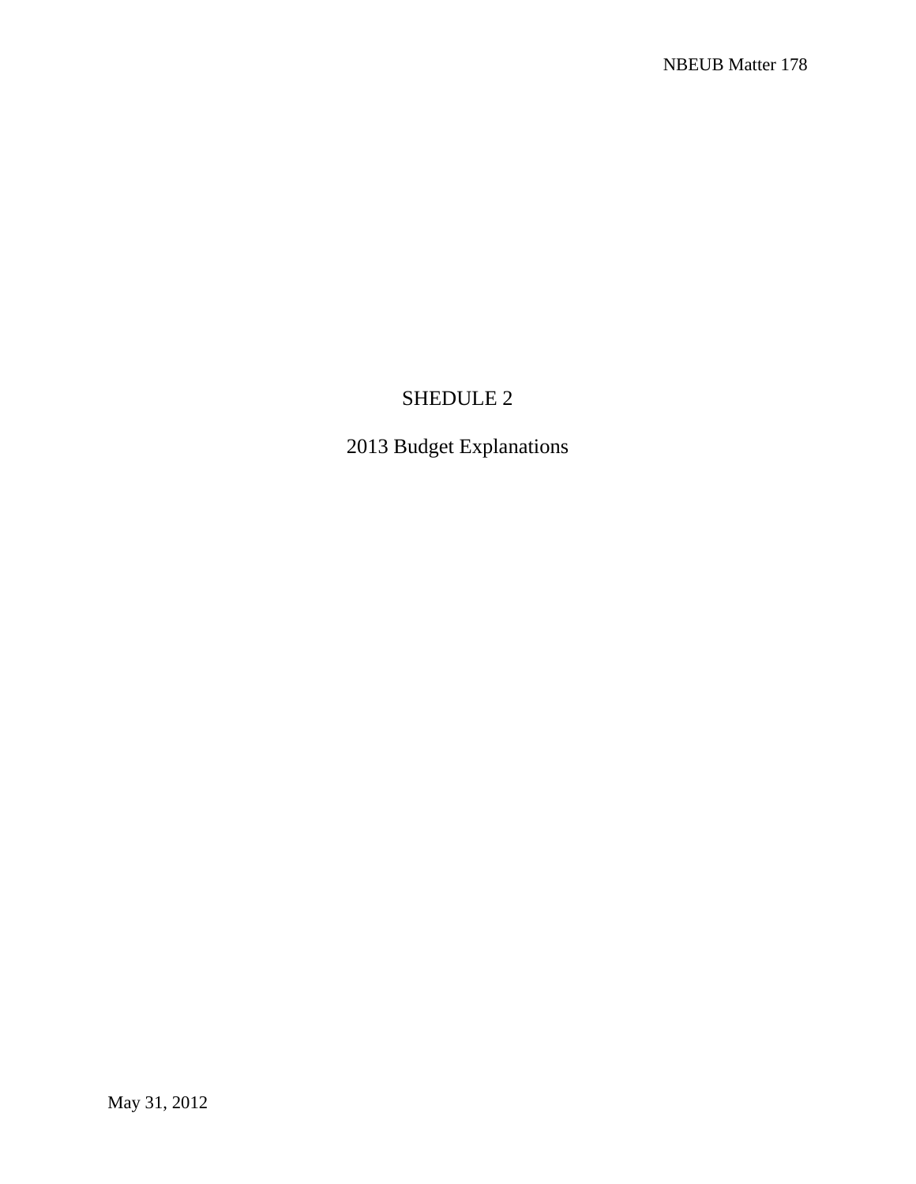# SHEDULE 2

## 2013 Budget Explanations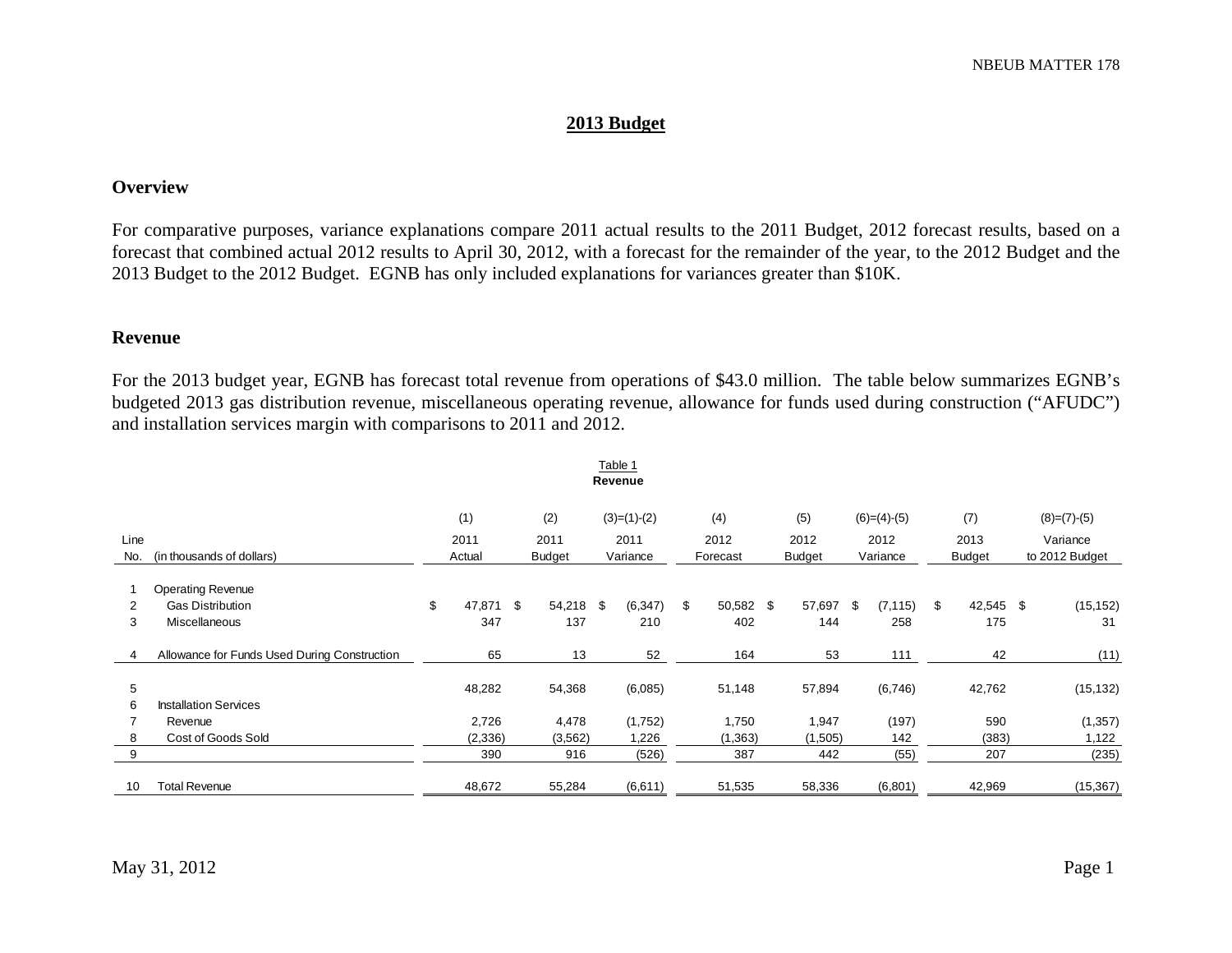## 2013 Budget

### Overview

For comparative purposes, variance explanations compare 2011 actual results to the 2011 Budget, 2012 forecast results, based on a forecast that combined actual 2012 results to April 30, 2012, with a forecast for the remainder of the year, to the 2012 Budget and the 2013 Budget to the 2012 Budget. EGNB has only included explanations for variances greater than $10K.

### Revenue

For the 2013 budget year, EGNB has forecast total revenue from operations of $43.0 million. The table below summarizes EGNB's budgeted 2013 gas distribution revenue, miscellaneous operating revenue, allowance for funds used during construction ("AFUDC") and installation services margin with comparisons to 2011 and 2012.

Table 1
**Revenue**

| | | (1) | (2) | (3)=(1)-(2) | (4) | (5) | (6)=(4)-(5) | (7) | (8)=(7)-(5) |
|---|---|---|---|---|---|---|---|---|---|
| Line No. | (in thousands of dollars) | 2011 Actual | 2011 Budget | 2011 Variance | 2012 Forecast | 2012 Budget | 2012 Variance | 2013 Budget | Variance to 2012 Budget |
| 1 | Operating Revenue | | | | | | | | |
| 2 | Gas Distribution | $ 47,871 | $ 54,218 | $ (6,347) | $ 50,582 | $ 57,697 | $ (7,115) | $ 42,545 | $ (15,152) |
| 3 | Miscellaneous | 347 | 137 | 210 | 402 | 144 | 258 | 175 | 31 |
| 4 | Allowance for Funds Used During Construction | 65 | 13 | 52 | 164 | 53 | 111 | 42 | (11) |
| 5 | | 48,282 | 54,368 | (6,085) | 51,148 | 57,894 | (6,746) | 42,762 | (15,132) |
| 6 | Installation Services | | | | | | | | |
| 7 | Revenue | 2,726 | 4,478 | (1,752) | 1,750 | 1,947 | (197) | 590 | (1,357) |
| 8 | Cost of Goods Sold | (2,336) | (3,562) | 1,226 | (1,363) | (1,505) | 142 | (383) | 1,122 |
| 9 | | 390 | 916 | (526) | 387 | 442 | (55) | 207 | (235) |
| 10 | Total Revenue | 48,672 | 55,284 | (6,611) | 51,535 | 58,336 | (6,801) | 42,969 | (15,367) |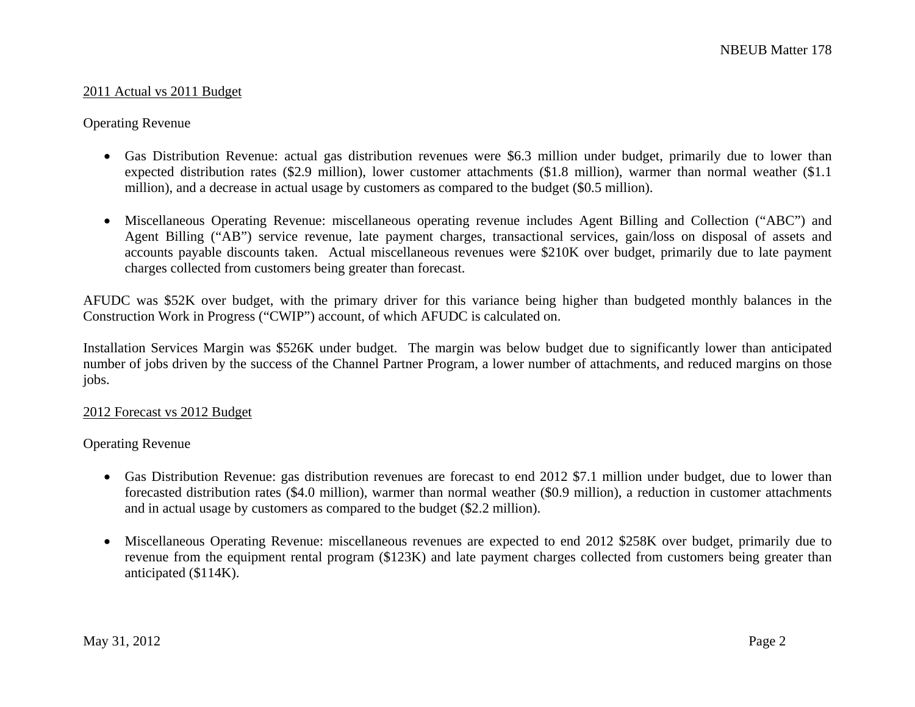<u>2011 Actual vs 2011 Budget</u>

Operating Revenue

- Gas Distribution Revenue: actual gas distribution revenues were $6.3 million under budget, primarily due to lower than expected distribution rates ($2.9 million), lower customer attachments ($1.8 million), warmer than normal weather ($1.1 million), and a decrease in actual usage by customers as compared to the budget ($0.5 million).

- Miscellaneous Operating Revenue: miscellaneous operating revenue includes Agent Billing and Collection ("ABC") and Agent Billing ("AB") service revenue, late payment charges, transactional services, gain/loss on disposal of assets and accounts payable discounts taken. Actual miscellaneous revenues were $210K over budget, primarily due to late payment charges collected from customers being greater than forecast.

AFUDC was $52K over budget, with the primary driver for this variance being higher than budgeted monthly balances in the Construction Work in Progress ("CWIP") account, of which AFUDC is calculated on.

Installation Services Margin was $526K under budget. The margin was below budget due to significantly lower than anticipated number of jobs driven by the success of the Channel Partner Program, a lower number of attachments, and reduced margins on those jobs.

<u>2012 Forecast vs 2012 Budget</u>

Operating Revenue

- Gas Distribution Revenue: gas distribution revenues are forecast to end 2012 $7.1 million under budget, due to lower than forecasted distribution rates ($4.0 million), warmer than normal weather ($0.9 million), a reduction in customer attachments and in actual usage by customers as compared to the budget ($2.2 million).

- Miscellaneous Operating Revenue: miscellaneous revenues are expected to end 2012 $258K over budget, primarily due to revenue from the equipment rental program ($123K) and late payment charges collected from customers being greater than anticipated ($114K).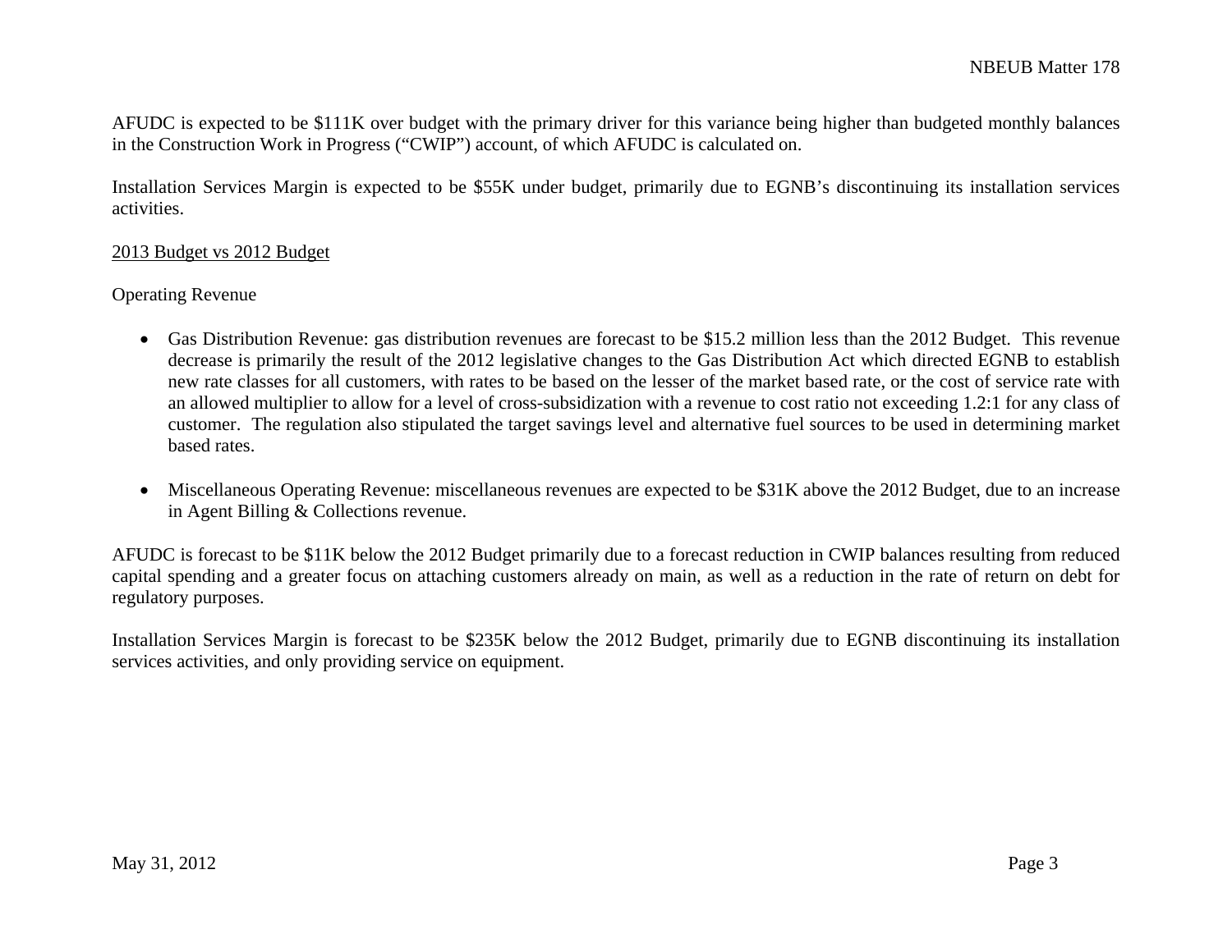AFUDC is expected to be $111K over budget with the primary driver for this variance being higher than budgeted monthly balances in the Construction Work in Progress ("CWIP") account, of which AFUDC is calculated on.

Installation Services Margin is expected to be $55K under budget, primarily due to EGNB's discontinuing its installation services activities.

<u>2013 Budget vs 2012 Budget</u>

Operating Revenue

- Gas Distribution Revenue: gas distribution revenues are forecast to be $15.2 million less than the 2012 Budget. This revenue decrease is primarily the result of the 2012 legislative changes to the Gas Distribution Act which directed EGNB to establish new rate classes for all customers, with rates to be based on the lesser of the market based rate, or the cost of service rate with an allowed multiplier to allow for a level of cross-subsidization with a revenue to cost ratio not exceeding 1.2:1 for any class of customer. The regulation also stipulated the target savings level and alternative fuel sources to be used in determining market based rates.

- Miscellaneous Operating Revenue: miscellaneous revenues are expected to be $31K above the 2012 Budget, due to an increase in Agent Billing & Collections revenue.

AFUDC is forecast to be $11K below the 2012 Budget primarily due to a forecast reduction in CWIP balances resulting from reduced capital spending and a greater focus on attaching customers already on main, as well as a reduction in the rate of return on debt for regulatory purposes.

Installation Services Margin is forecast to be $235K below the 2012 Budget, primarily due to EGNB discontinuing its installation services activities, and only providing service on equipment.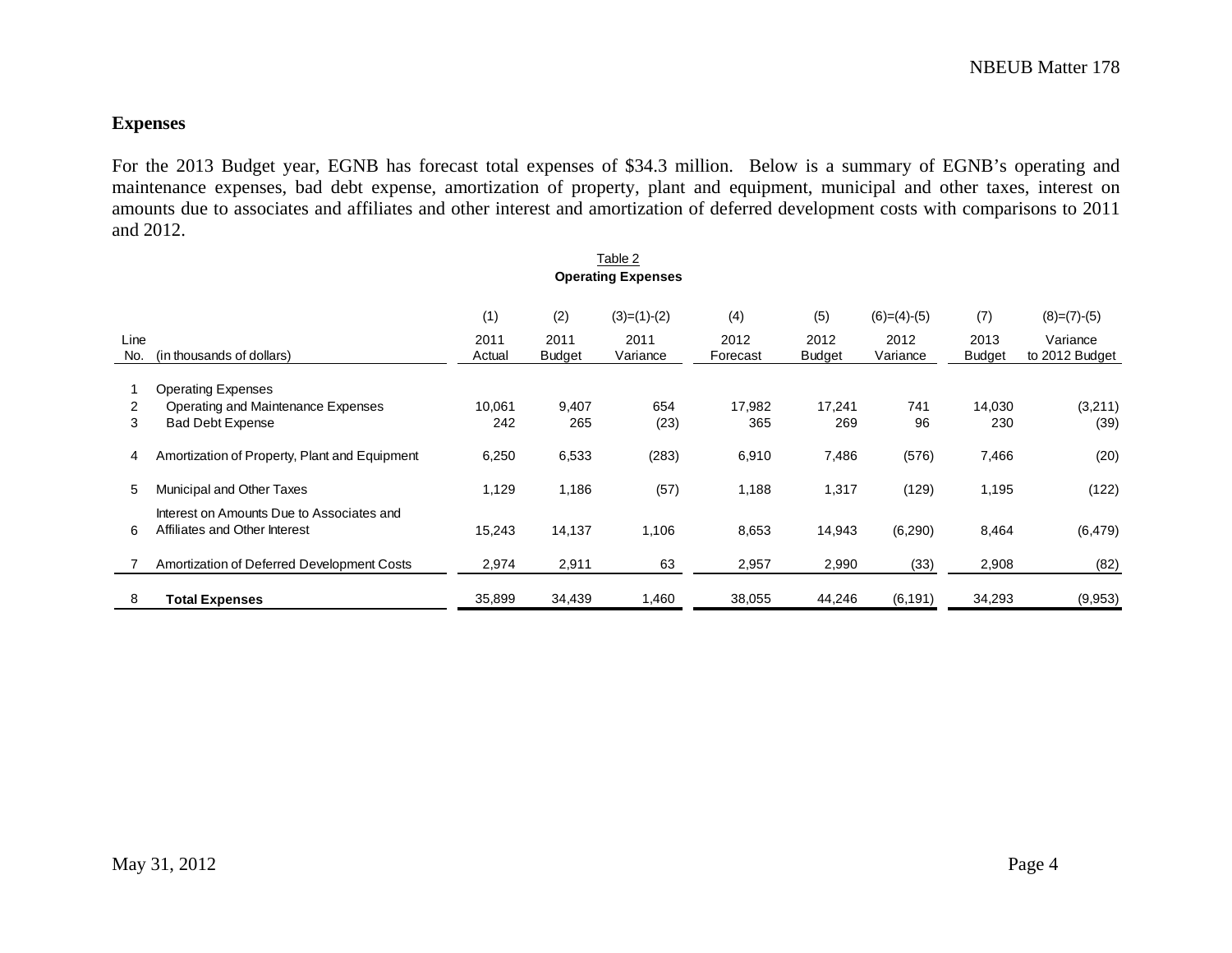## Expenses

For the 2013 Budget year, EGNB has forecast total expenses of \$34.3 million. Below is a summary of EGNB's operating and maintenance expenses, bad debt expense, amortization of property, plant and equipment, municipal and other taxes, interest on amounts due to associates and affiliates and other interest and amortization of deferred development costs with comparisons to 2011 and 2012.

Table 2

**Operating Expenses**

| | | (1) | (2) | (3)=(1)-(2) | (4) | (5) | (6)=(4)-(5) | (7) | (8)=(7)-(5) |
|---|---|---|---|---|---|---|---|---|---|
| Line No. | (in thousands of dollars) | 2011 Actual | 2011 Budget | 2011 Variance | 2012 Forecast | 2012 Budget | 2012 Variance | 2013 Budget | Variance to 2012 Budget |
| 1 | Operating Expenses | | | | | | | | |
| 2 | Operating and Maintenance Expenses | 10,061 | 9,407 | 654 | 17,982 | 17,241 | 741 | 14,030 | (3,211) |
| 3 | Bad Debt Expense | 242 | 265 | (23) | 365 | 269 | 96 | 230 | (39) |
| 4 | Amortization of Property, Plant and Equipment | 6,250 | 6,533 | (283) | 6,910 | 7,486 | (576) | 7,466 | (20) |
| 5 | Municipal and Other Taxes | 1,129 | 1,186 | (57) | 1,188 | 1,317 | (129) | 1,195 | (122) |
| 6 | Interest on Amounts Due to Associates and Affiliates and Other Interest | 15,243 | 14,137 | 1,106 | 8,653 | 14,943 | (6,290) | 8,464 | (6,479) |
| 7 | Amortization of Deferred Development Costs | 2,974 | 2,911 | 63 | 2,957 | 2,990 | (33) | 2,908 | (82) |
| 8 | **Total Expenses** | 35,899 | 34,439 | 1,460 | 38,055 | 44,246 | (6,191) | 34,293 | (9,953) |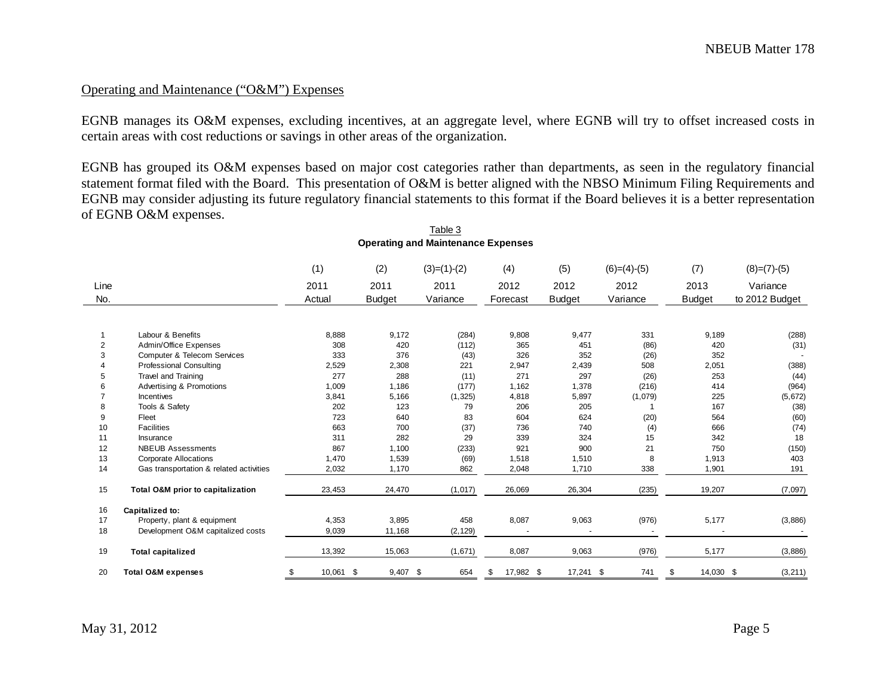Operating and Maintenance (“O&M”) Expenses

EGNB manages its O&M expenses, excluding incentives, at an aggregate level, where EGNB will try to offset increased costs in certain areas with cost reductions or savings in other areas of the organization.

EGNB has grouped its O&M expenses based on major cost categories rather than departments, as seen in the regulatory financial statement format filed with the Board. This presentation of O&M is better aligned with the NBSO Minimum Filing Requirements and EGNB may consider adjusting its future regulatory financial statements to this format if the Board believes it is a better representation of EGNB O&M expenses.

Table 3

**Operating and Maintenance Expenses**

| Line No. | | (1) 2011 Actual | (2) 2011 Budget | (3)=(1)-(2) 2011 Variance | (4) 2012 Forecast | (5) 2012 Budget | (6)=(4)-(5) 2012 Variance | (7) 2013 Budget | (8)=(7)-(5) Variance to 2012 Budget |
|---|---|---|---|---|---|---|---|---|---|
| 1 | Labour & Benefits | 8,888 | 9,172 | (284) | 9,808 | 9,477 | 331 | 9,189 | (288) |
| 2 | Admin/Office Expenses | 308 | 420 | (112) | 365 | 451 | (86) | 420 | (31) |
| 3 | Computer & Telecom Services | 333 | 376 | (43) | 326 | 352 | (26) | 352 | - |
| 4 | Professional Consulting | 2,529 | 2,308 | 221 | 2,947 | 2,439 | 508 | 2,051 | (388) |
| 5 | Travel and Training | 277 | 288 | (11) | 271 | 297 | (26) | 253 | (44) |
| 6 | Advertising & Promotions | 1,009 | 1,186 | (177) | 1,162 | 1,378 | (216) | 414 | (964) |
| 7 | Incentives | 3,841 | 5,166 | (1,325) | 4,818 | 5,897 | (1,079) | 225 | (5,672) |
| 8 | Tools & Safety | 202 | 123 | 79 | 206 | 205 | 1 | 167 | (38) |
| 9 | Fleet | 723 | 640 | 83 | 604 | 624 | (20) | 564 | (60) |
| 10 | Facilities | 663 | 700 | (37) | 736 | 740 | (4) | 666 | (74) |
| 11 | Insurance | 311 | 282 | 29 | 339 | 324 | 15 | 342 | 18 |
| 12 | NBEUB Assessments | 867 | 1,100 | (233) | 921 | 900 | 21 | 750 | (150) |
| 13 | Corporate Allocations | 1,470 | 1,539 | (69) | 1,518 | 1,510 | 8 | 1,913 | 403 |
| 14 | Gas transportation & related activities | 2,032 | 1,170 | 862 | 2,048 | 1,710 | 338 | 1,901 | 191 |
| 15 | **Total O&M prior to capitalization** | 23,453 | 24,470 | (1,017) | 26,069 | 26,304 | (235) | 19,207 | (7,097) |
| 16 | **Capitalized to:** | | | | | | | | |
| 17 | Property, plant & equipment | 4,353 | 3,895 | 458 | 8,087 | 9,063 | (976) | 5,177 | (3,886) |
| 18 | Development O&M capitalized costs | 9,039 | 11,168 | (2,129) | - | - | - | - | - |
| 19 | **Total capitalized** | 13,392 | 15,063 | (1,671) | 8,087 | 9,063 | (976) | 5,177 | (3,886) |
| 20 | **Total O&M expenses** | $ 10,061 | $ 9,407 | $ 654 | $ 17,982 | $ 17,241 | $ 741 | $ 14,030 | $ (3,211) |

May 31, 2012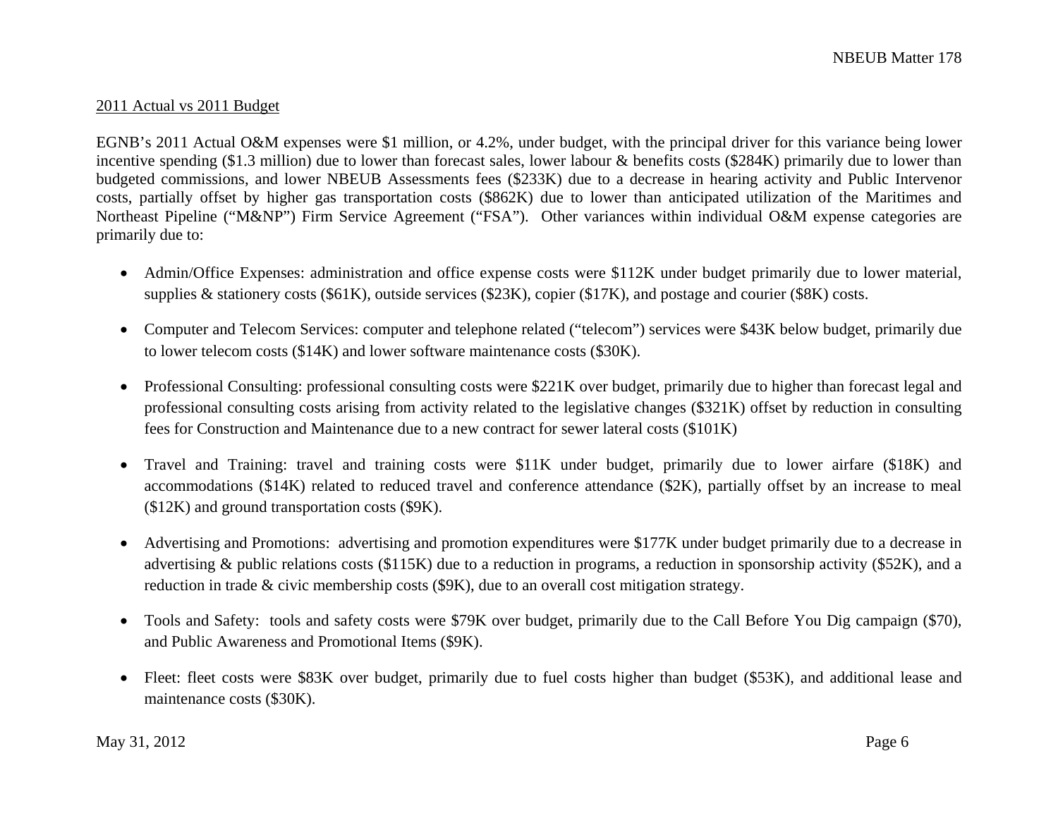2011 Actual vs 2011 Budget

EGNB's 2011 Actual O&M expenses were $1 million, or 4.2%, under budget, with the principal driver for this variance being lower incentive spending ($1.3 million) due to lower than forecast sales, lower labour & benefits costs ($284K) primarily due to lower than budgeted commissions, and lower NBEUB Assessments fees ($233K) due to a decrease in hearing activity and Public Intervenor costs, partially offset by higher gas transportation costs ($862K) due to lower than anticipated utilization of the Maritimes and Northeast Pipeline ("M&NP") Firm Service Agreement ("FSA"). Other variances within individual O&M expense categories are primarily due to:

- Admin/Office Expenses: administration and office expense costs were $112K under budget primarily due to lower material, supplies & stationery costs ($61K), outside services ($23K), copier ($17K), and postage and courier ($8K) costs.
- Computer and Telecom Services: computer and telephone related ("telecom") services were $43K below budget, primarily due to lower telecom costs ($14K) and lower software maintenance costs ($30K).
- Professional Consulting: professional consulting costs were $221K over budget, primarily due to higher than forecast legal and professional consulting costs arising from activity related to the legislative changes ($321K) offset by reduction in consulting fees for Construction and Maintenance due to a new contract for sewer lateral costs ($101K)
- Travel and Training: travel and training costs were $11K under budget, primarily due to lower airfare ($18K) and accommodations ($14K) related to reduced travel and conference attendance ($2K), partially offset by an increase to meal ($12K) and ground transportation costs ($9K).
- Advertising and Promotions: advertising and promotion expenditures were $177K under budget primarily due to a decrease in advertising & public relations costs ($115K) due to a reduction in programs, a reduction in sponsorship activity ($52K), and a reduction in trade & civic membership costs ($9K), due to an overall cost mitigation strategy.
- Tools and Safety: tools and safety costs were $79K over budget, primarily due to the Call Before You Dig campaign ($70), and Public Awareness and Promotional Items ($9K).
- Fleet: fleet costs were $83K over budget, primarily due to fuel costs higher than budget ($53K), and additional lease and maintenance costs ($30K).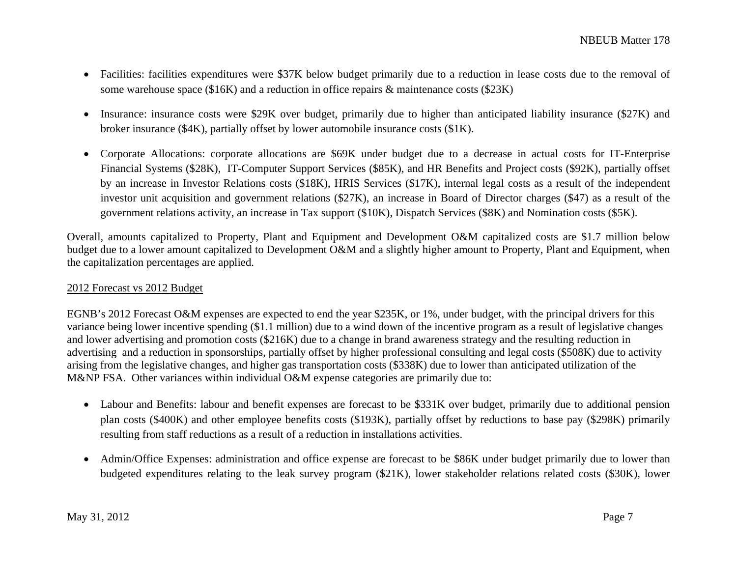- Facilities: facilities expenditures were $37K below budget primarily due to a reduction in lease costs due to the removal of some warehouse space ($16K) and a reduction in office repairs & maintenance costs ($23K)

- Insurance: insurance costs were $29K over budget, primarily due to higher than anticipated liability insurance ($27K) and broker insurance ($4K), partially offset by lower automobile insurance costs ($1K).

- Corporate Allocations: corporate allocations are $69K under budget due to a decrease in actual costs for IT-Enterprise Financial Systems ($28K), IT-Computer Support Services ($85K), and HR Benefits and Project costs ($92K), partially offset by an increase in Investor Relations costs ($18K), HRIS Services ($17K), internal legal costs as a result of the independent investor unit acquisition and government relations ($27K), an increase in Board of Director charges ($47) as a result of the government relations activity, an increase in Tax support ($10K), Dispatch Services ($8K) and Nomination costs ($5K).

Overall, amounts capitalized to Property, Plant and Equipment and Development O&M capitalized costs are $1.7 million below budget due to a lower amount capitalized to Development O&M and a slightly higher amount to Property, Plant and Equipment, when the capitalization percentages are applied.

2012 Forecast vs 2012 Budget

EGNB's 2012 Forecast O&M expenses are expected to end the year $235K, or 1%, under budget, with the principal drivers for this variance being lower incentive spending ($1.1 million) due to a wind down of the incentive program as a result of legislative changes and lower advertising and promotion costs ($216K) due to a change in brand awareness strategy and the resulting reduction in advertising and a reduction in sponsorships, partially offset by higher professional consulting and legal costs ($508K) due to activity arising from the legislative changes, and higher gas transportation costs ($338K) due to lower than anticipated utilization of the M&NP FSA. Other variances within individual O&M expense categories are primarily due to:

- Labour and Benefits: labour and benefit expenses are forecast to be $331K over budget, primarily due to additional pension plan costs ($400K) and other employee benefits costs ($193K), partially offset by reductions to base pay ($298K) primarily resulting from staff reductions as a result of a reduction in installations activities.

- Admin/Office Expenses: administration and office expense are forecast to be $86K under budget primarily due to lower than budgeted expenditures relating to the leak survey program ($21K), lower stakeholder relations related costs ($30K), lower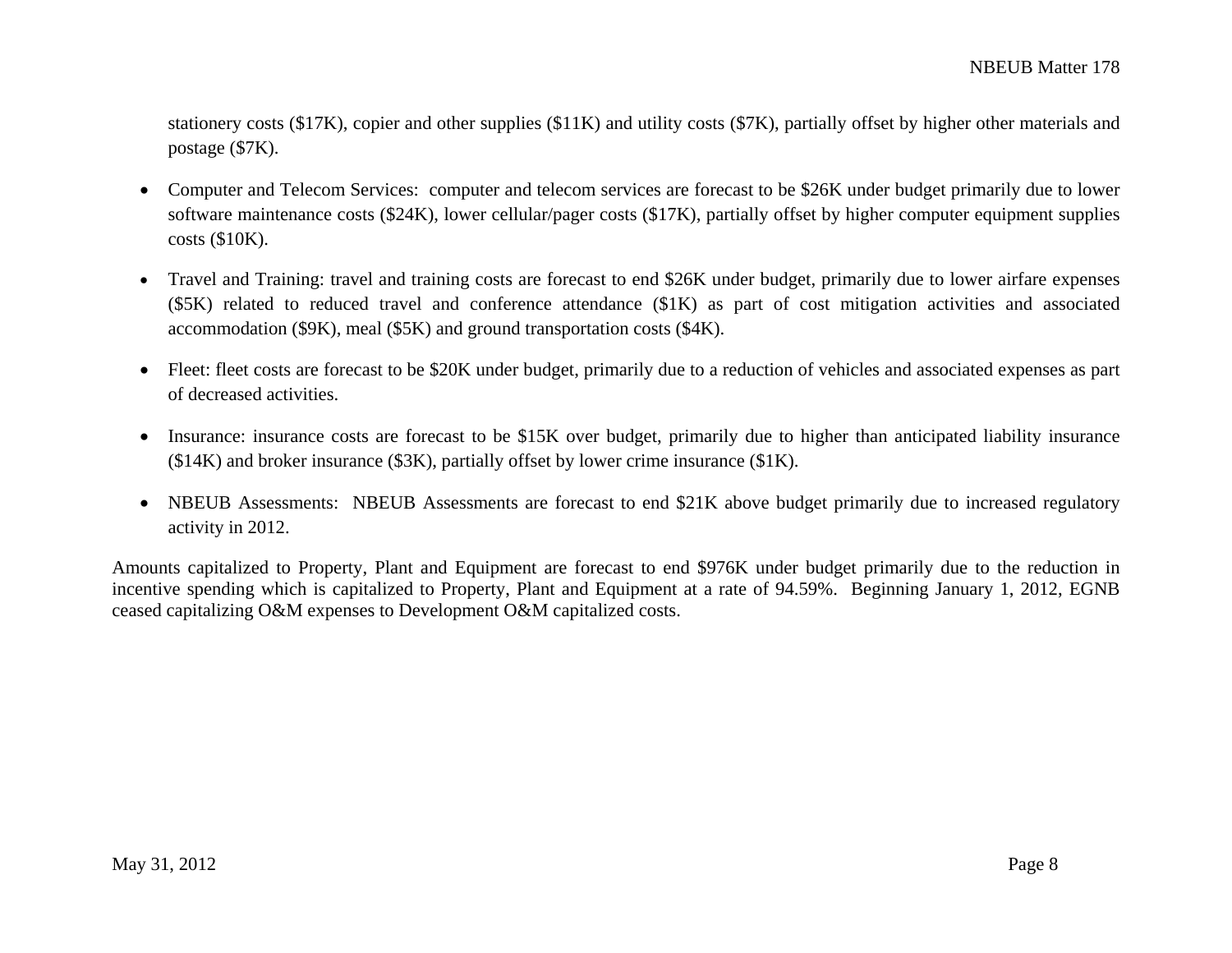stationery costs ($17K), copier and other supplies ($11K) and utility costs ($7K), partially offset by higher other materials and postage ($7K).

- Computer and Telecom Services: computer and telecom services are forecast to be $26K under budget primarily due to lower software maintenance costs ($24K), lower cellular/pager costs ($17K), partially offset by higher computer equipment supplies costs ($10K).

- Travel and Training: travel and training costs are forecast to end $26K under budget, primarily due to lower airfare expenses ($5K) related to reduced travel and conference attendance ($1K) as part of cost mitigation activities and associated accommodation ($9K), meal ($5K) and ground transportation costs ($4K).

- Fleet: fleet costs are forecast to be $20K under budget, primarily due to a reduction of vehicles and associated expenses as part of decreased activities.

- Insurance: insurance costs are forecast to be $15K over budget, primarily due to higher than anticipated liability insurance ($14K) and broker insurance ($3K), partially offset by lower crime insurance ($1K).

- NBEUB Assessments: NBEUB Assessments are forecast to end $21K above budget primarily due to increased regulatory activity in 2012.

Amounts capitalized to Property, Plant and Equipment are forecast to end $976K under budget primarily due to the reduction in incentive spending which is capitalized to Property, Plant and Equipment at a rate of 94.59%. Beginning January 1, 2012, EGNB ceased capitalizing O&M expenses to Development O&M capitalized costs.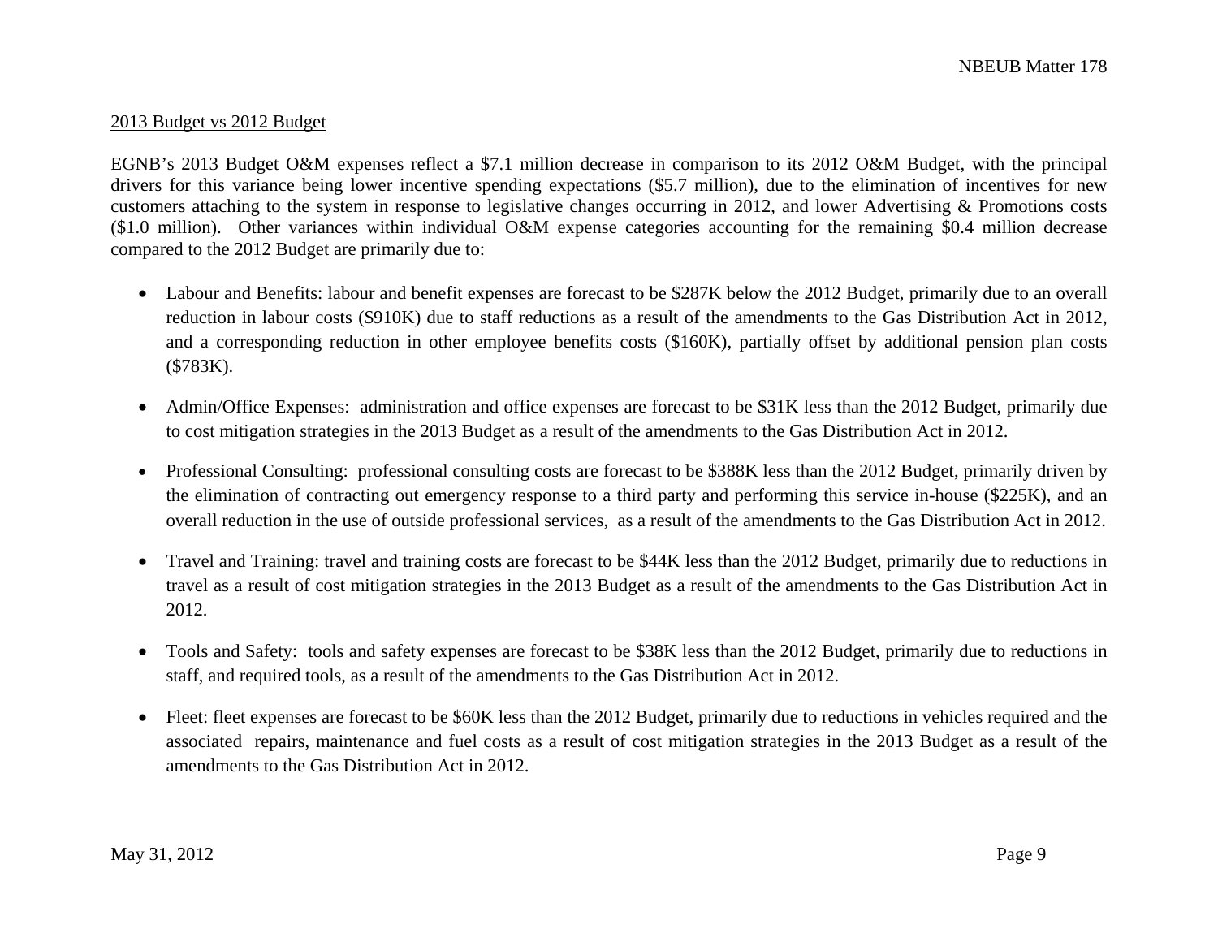2013 Budget vs 2012 Budget

EGNB's 2013 Budget O&M expenses reflect a $7.1 million decrease in comparison to its 2012 O&M Budget, with the principal drivers for this variance being lower incentive spending expectations ($5.7 million), due to the elimination of incentives for new customers attaching to the system in response to legislative changes occurring in 2012, and lower Advertising & Promotions costs ($1.0 million). Other variances within individual O&M expense categories accounting for the remaining $0.4 million decrease compared to the 2012 Budget are primarily due to:

- Labour and Benefits: labour and benefit expenses are forecast to be $287K below the 2012 Budget, primarily due to an overall reduction in labour costs ($910K) due to staff reductions as a result of the amendments to the Gas Distribution Act in 2012, and a corresponding reduction in other employee benefits costs ($160K), partially offset by additional pension plan costs ($783K).

- Admin/Office Expenses: administration and office expenses are forecast to be $31K less than the 2012 Budget, primarily due to cost mitigation strategies in the 2013 Budget as a result of the amendments to the Gas Distribution Act in 2012.

- Professional Consulting: professional consulting costs are forecast to be $388K less than the 2012 Budget, primarily driven by the elimination of contracting out emergency response to a third party and performing this service in-house ($225K), and an overall reduction in the use of outside professional services, as a result of the amendments to the Gas Distribution Act in 2012.

- Travel and Training: travel and training costs are forecast to be $44K less than the 2012 Budget, primarily due to reductions in travel as a result of cost mitigation strategies in the 2013 Budget as a result of the amendments to the Gas Distribution Act in 2012.

- Tools and Safety: tools and safety expenses are forecast to be $38K less than the 2012 Budget, primarily due to reductions in staff, and required tools, as a result of the amendments to the Gas Distribution Act in 2012.

- Fleet: fleet expenses are forecast to be $60K less than the 2012 Budget, primarily due to reductions in vehicles required and the associated repairs, maintenance and fuel costs as a result of cost mitigation strategies in the 2013 Budget as a result of the amendments to the Gas Distribution Act in 2012.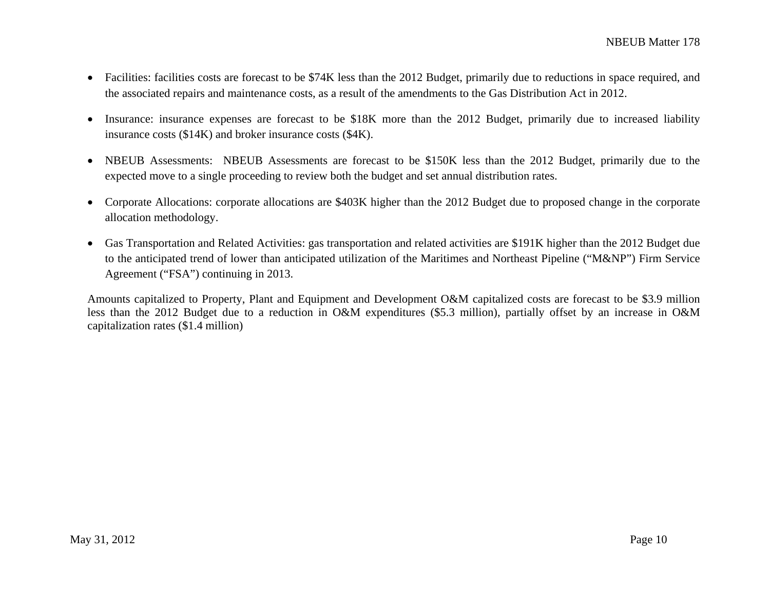- Facilities: facilities costs are forecast to be $74K less than the 2012 Budget, primarily due to reductions in space required, and the associated repairs and maintenance costs, as a result of the amendments to the Gas Distribution Act in 2012.

- Insurance: insurance expenses are forecast to be $18K more than the 2012 Budget, primarily due to increased liability insurance costs ($14K) and broker insurance costs ($4K).

- NBEUB Assessments: NBEUB Assessments are forecast to be $150K less than the 2012 Budget, primarily due to the expected move to a single proceeding to review both the budget and set annual distribution rates.

- Corporate Allocations: corporate allocations are $403K higher than the 2012 Budget due to proposed change in the corporate allocation methodology.

- Gas Transportation and Related Activities: gas transportation and related activities are $191K higher than the 2012 Budget due to the anticipated trend of lower than anticipated utilization of the Maritimes and Northeast Pipeline ("M&NP") Firm Service Agreement ("FSA") continuing in 2013.

Amounts capitalized to Property, Plant and Equipment and Development O&M capitalized costs are forecast to be $3.9 million less than the 2012 Budget due to a reduction in O&M expenditures ($5.3 million), partially offset by an increase in O&M capitalization rates ($1.4 million)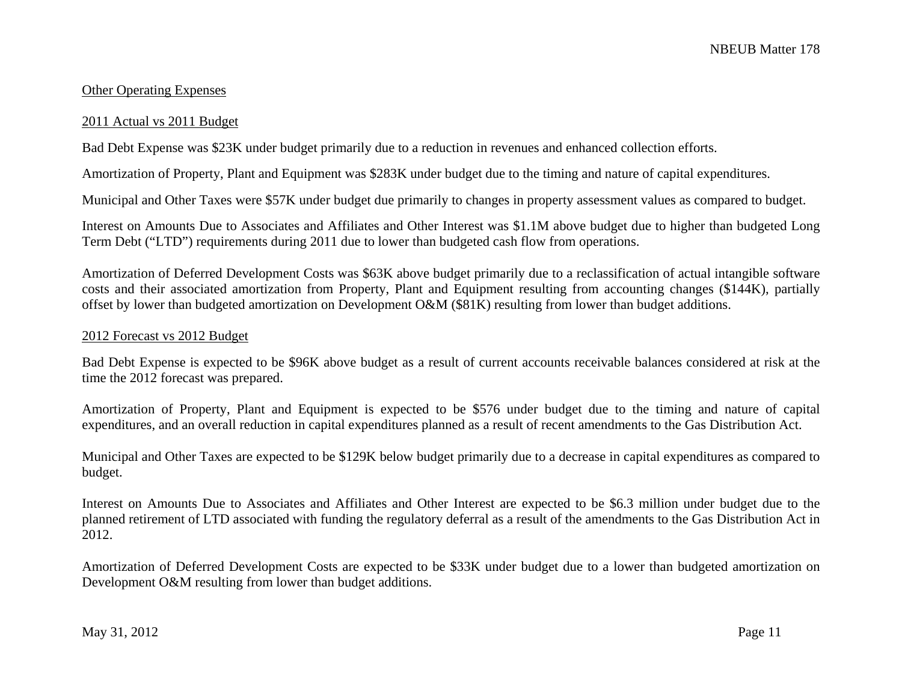## Other Operating Expenses

### 2011 Actual vs 2011 Budget

Bad Debt Expense was $23K under budget primarily due to a reduction in revenues and enhanced collection efforts.

Amortization of Property, Plant and Equipment was $283K under budget due to the timing and nature of capital expenditures.

Municipal and Other Taxes were $57K under budget due primarily to changes in property assessment values as compared to budget.

Interest on Amounts Due to Associates and Affiliates and Other Interest was $1.1M above budget due to higher than budgeted Long Term Debt ("LTD") requirements during 2011 due to lower than budgeted cash flow from operations.

Amortization of Deferred Development Costs was $63K above budget primarily due to a reclassification of actual intangible software costs and their associated amortization from Property, Plant and Equipment resulting from accounting changes ($144K), partially offset by lower than budgeted amortization on Development O&M ($81K) resulting from lower than budget additions.

### 2012 Forecast vs 2012 Budget

Bad Debt Expense is expected to be $96K above budget as a result of current accounts receivable balances considered at risk at the time the 2012 forecast was prepared.

Amortization of Property, Plant and Equipment is expected to be $576 under budget due to the timing and nature of capital expenditures, and an overall reduction in capital expenditures planned as a result of recent amendments to the Gas Distribution Act.

Municipal and Other Taxes are expected to be $129K below budget primarily due to a decrease in capital expenditures as compared to budget.

Interest on Amounts Due to Associates and Affiliates and Other Interest are expected to be $6.3 million under budget due to the planned retirement of LTD associated with funding the regulatory deferral as a result of the amendments to the Gas Distribution Act in 2012.

Amortization of Deferred Development Costs are expected to be $33K under budget due to a lower than budgeted amortization on Development O&M resulting from lower than budget additions.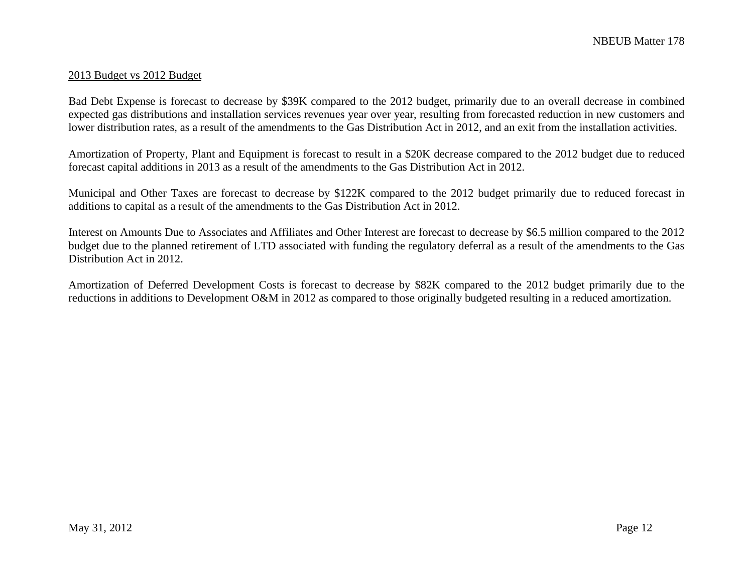2013 Budget vs 2012 Budget

Bad Debt Expense is forecast to decrease by $39K compared to the 2012 budget, primarily due to an overall decrease in combined expected gas distributions and installation services revenues year over year, resulting from forecasted reduction in new customers and lower distribution rates, as a result of the amendments to the Gas Distribution Act in 2012, and an exit from the installation activities.

Amortization of Property, Plant and Equipment is forecast to result in a $20K decrease compared to the 2012 budget due to reduced forecast capital additions in 2013 as a result of the amendments to the Gas Distribution Act in 2012.

Municipal and Other Taxes are forecast to decrease by $122K compared to the 2012 budget primarily due to reduced forecast in additions to capital as a result of the amendments to the Gas Distribution Act in 2012.

Interest on Amounts Due to Associates and Affiliates and Other Interest are forecast to decrease by $6.5 million compared to the 2012 budget due to the planned retirement of LTD associated with funding the regulatory deferral as a result of the amendments to the Gas Distribution Act in 2012.

Amortization of Deferred Development Costs is forecast to decrease by $82K compared to the 2012 budget primarily due to the reductions in additions to Development O&M in 2012 as compared to those originally budgeted resulting in a reduced amortization.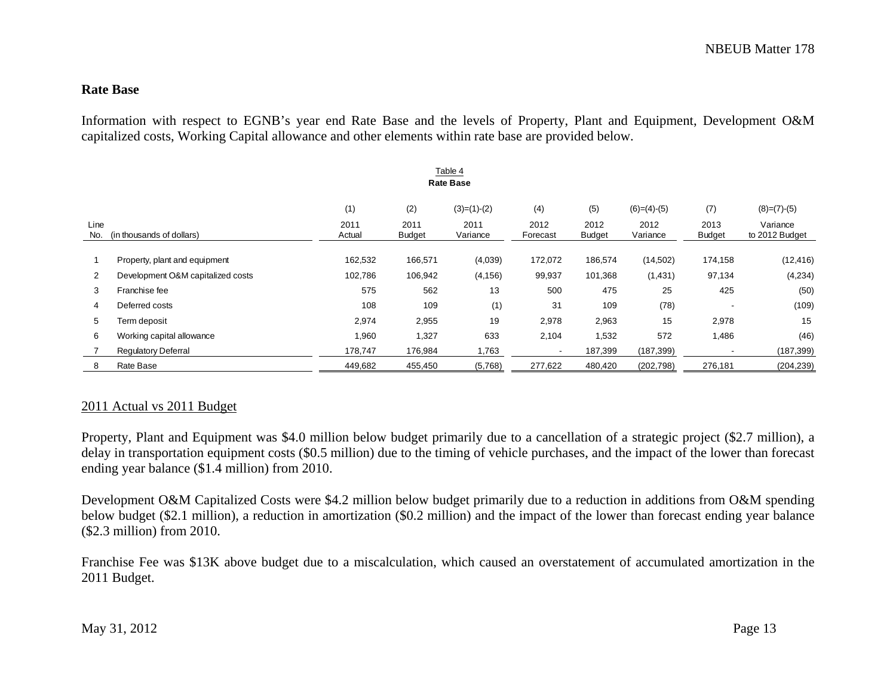## Rate Base

Information with respect to EGNB's year end Rate Base and the levels of Property, Plant and Equipment, Development O&M capitalized costs, Working Capital allowance and other elements within rate base are provided below.

Table 4
**Rate Base**

| Line No. | (in thousands of dollars) | (1) 2011 Actual | (2) 2011 Budget | (3)=(1)-(2) 2011 Variance | (4) 2012 Forecast | (5) 2012 Budget | (6)=(4)-(5) 2012 Variance | (7) 2013 Budget | (8)=(7)-(5) Variance to 2012 Budget |
|---|---|---|---|---|---|---|---|---|---|
| 1 | Property, plant and equipment | 162,532 | 166,571 | (4,039) | 172,072 | 186,574 | (14,502) | 174,158 | (12,416) |
| 2 | Development O&M capitalized costs | 102,786 | 106,942 | (4,156) | 99,937 | 101,368 | (1,431) | 97,134 | (4,234) |
| 3 | Franchise fee | 575 | 562 | 13 | 500 | 475 | 25 | 425 | (50) |
| 4 | Deferred costs | 108 | 109 | (1) | 31 | 109 | (78) | - | (109) |
| 5 | Term deposit | 2,974 | 2,955 | 19 | 2,978 | 2,963 | 15 | 2,978 | 15 |
| 6 | Working capital allowance | 1,960 | 1,327 | 633 | 2,104 | 1,532 | 572 | 1,486 | (46) |
| 7 | Regulatory Deferral | 178,747 | 176,984 | 1,763 | - | 187,399 | (187,399) | - | (187,399) |
| 8 | Rate Base | 449,682 | 455,450 | (5,768) | 277,622 | 480,420 | (202,798) | 276,181 | (204,239) |

2011 Actual vs 2011 Budget

Property, Plant and Equipment was $4.0 million below budget primarily due to a cancellation of a strategic project ($2.7 million), a delay in transportation equipment costs ($0.5 million) due to the timing of vehicle purchases, and the impact of the lower than forecast ending year balance ($1.4 million) from 2010.

Development O&M Capitalized Costs were $4.2 million below budget primarily due to a reduction in additions from O&M spending below budget ($2.1 million), a reduction in amortization ($0.2 million) and the impact of the lower than forecast ending year balance ($2.3 million) from 2010.

Franchise Fee was $13K above budget due to a miscalculation, which caused an overstatement of accumulated amortization in the 2011 Budget.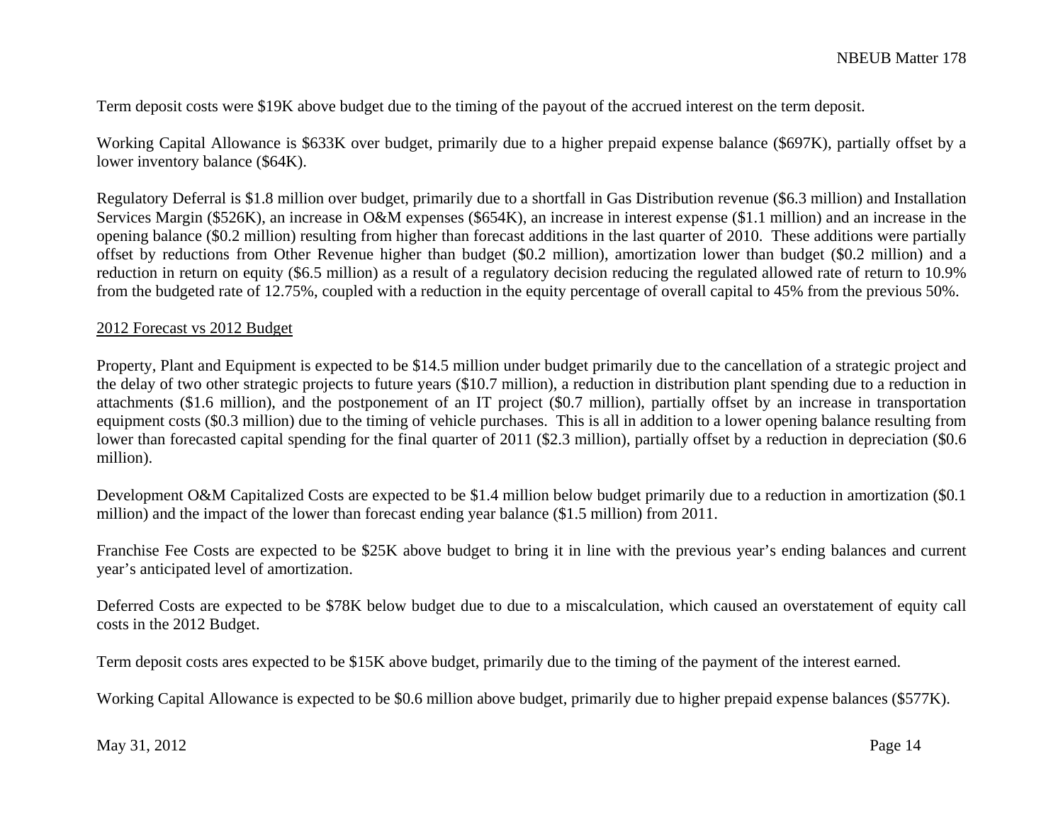Term deposit costs were $19K above budget due to the timing of the payout of the accrued interest on the term deposit.

Working Capital Allowance is $633K over budget, primarily due to a higher prepaid expense balance ($697K), partially offset by a lower inventory balance ($64K).

Regulatory Deferral is $1.8 million over budget, primarily due to a shortfall in Gas Distribution revenue ($6.3 million) and Installation Services Margin ($526K), an increase in O&M expenses ($654K), an increase in interest expense ($1.1 million) and an increase in the opening balance ($0.2 million) resulting from higher than forecast additions in the last quarter of 2010. These additions were partially offset by reductions from Other Revenue higher than budget ($0.2 million), amortization lower than budget ($0.2 million) and a reduction in return on equity ($6.5 million) as a result of a regulatory decision reducing the regulated allowed rate of return to 10.9% from the budgeted rate of 12.75%, coupled with a reduction in the equity percentage of overall capital to 45% from the previous 50%.

2012 Forecast vs 2012 Budget

Property, Plant and Equipment is expected to be $14.5 million under budget primarily due to the cancellation of a strategic project and the delay of two other strategic projects to future years ($10.7 million), a reduction in distribution plant spending due to a reduction in attachments ($1.6 million), and the postponement of an IT project ($0.7 million), partially offset by an increase in transportation equipment costs ($0.3 million) due to the timing of vehicle purchases. This is all in addition to a lower opening balance resulting from lower than forecasted capital spending for the final quarter of 2011 ($2.3 million), partially offset by a reduction in depreciation ($0.6 million).

Development O&M Capitalized Costs are expected to be $1.4 million below budget primarily due to a reduction in amortization ($0.1 million) and the impact of the lower than forecast ending year balance ($1.5 million) from 2011.

Franchise Fee Costs are expected to be $25K above budget to bring it in line with the previous year's ending balances and current year's anticipated level of amortization.

Deferred Costs are expected to be $78K below budget due to due to a miscalculation, which caused an overstatement of equity call costs in the 2012 Budget.

Term deposit costs ares expected to be $15K above budget, primarily due to the timing of the payment of the interest earned.

Working Capital Allowance is expected to be $0.6 million above budget, primarily due to higher prepaid expense balances ($577K).

May 31, 2012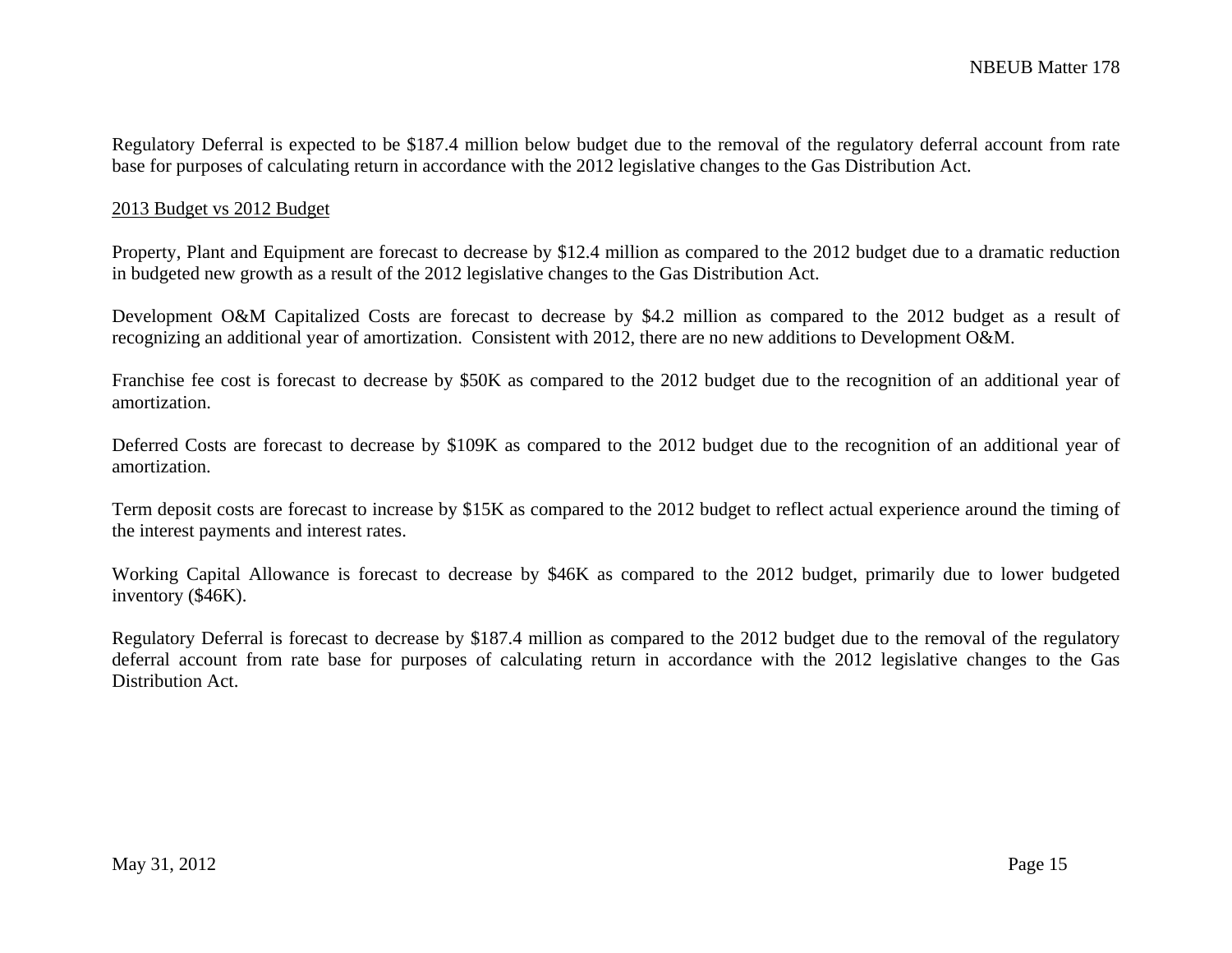Regulatory Deferral is expected to be $187.4 million below budget due to the removal of the regulatory deferral account from rate base for purposes of calculating return in accordance with the 2012 legislative changes to the Gas Distribution Act.

<u>2013 Budget vs 2012 Budget</u>

Property, Plant and Equipment are forecast to decrease by $12.4 million as compared to the 2012 budget due to a dramatic reduction in budgeted new growth as a result of the 2012 legislative changes to the Gas Distribution Act.

Development O&M Capitalized Costs are forecast to decrease by $4.2 million as compared to the 2012 budget as a result of recognizing an additional year of amortization. Consistent with 2012, there are no new additions to Development O&M.

Franchise fee cost is forecast to decrease by $50K as compared to the 2012 budget due to the recognition of an additional year of amortization.

Deferred Costs are forecast to decrease by $109K as compared to the 2012 budget due to the recognition of an additional year of amortization.

Term deposit costs are forecast to increase by $15K as compared to the 2012 budget to reflect actual experience around the timing of the interest payments and interest rates.

Working Capital Allowance is forecast to decrease by $46K as compared to the 2012 budget, primarily due to lower budgeted inventory ($46K).

Regulatory Deferral is forecast to decrease by $187.4 million as compared to the 2012 budget due to the removal of the regulatory deferral account from rate base for purposes of calculating return in accordance with the 2012 legislative changes to the Gas Distribution Act.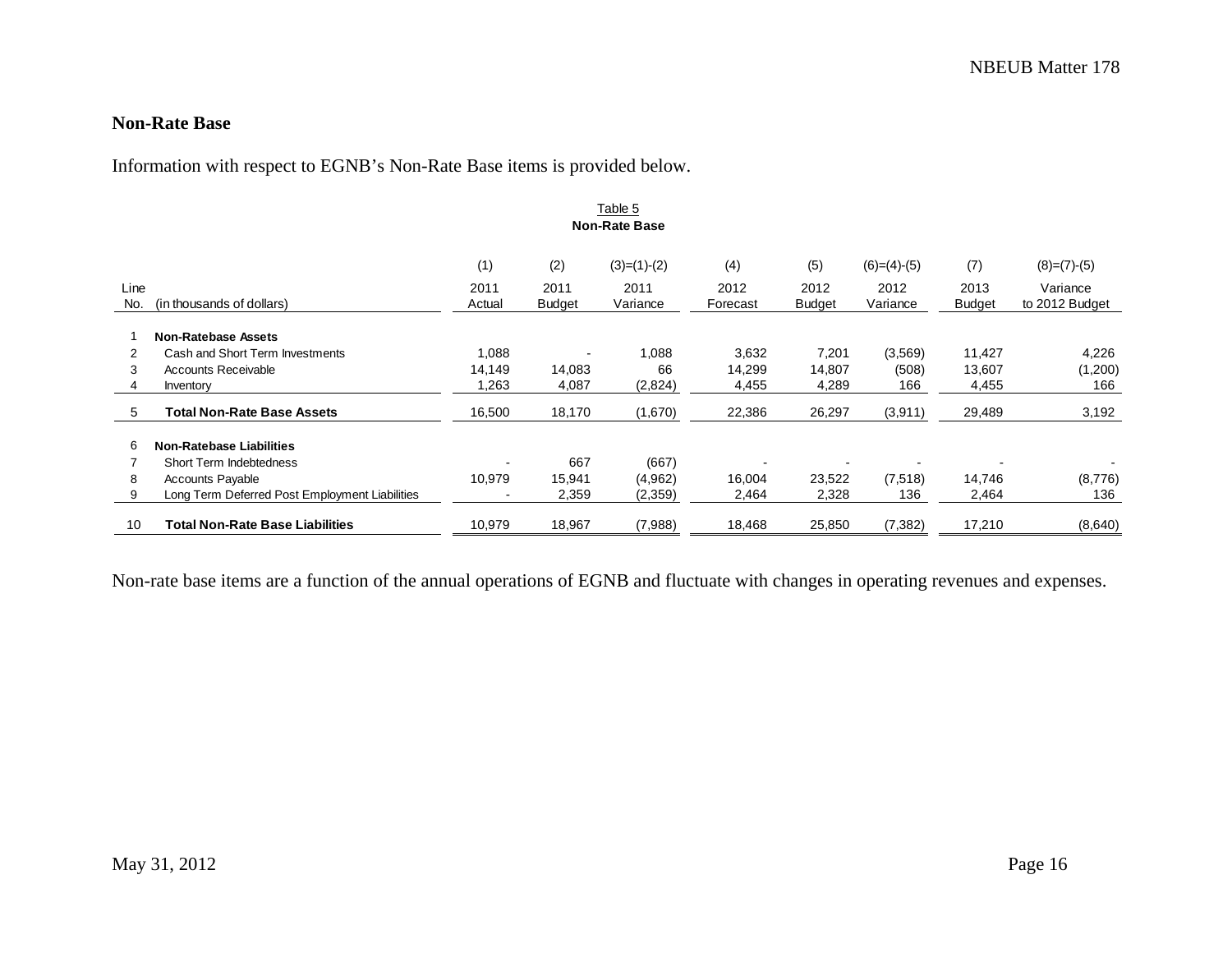## Non-Rate Base

Information with respect to EGNB's Non-Rate Base items is provided below.

Table 5
**Non-Rate Base**

| Line No. | (in thousands of dollars) | (1) 2011 Actual | (2) 2011 Budget | (3)=(1)-(2) 2011 Variance | (4) 2012 Forecast | (5) 2012 Budget | (6)=(4)-(5) 2012 Variance | (7) 2013 Budget | (8)=(7)-(5) Variance to 2012 Budget |
|---|---|---|---|---|---|---|---|---|---|
| 1 | **Non-Ratebase Assets** | | | | | | | | |
| 2 | Cash and Short Term Investments | 1,088 | - | 1,088 | 3,632 | 7,201 | (3,569) | 11,427 | 4,226 |
| 3 | Accounts Receivable | 14,149 | 14,083 | 66 | 14,299 | 14,807 | (508) | 13,607 | (1,200) |
| 4 | Inventory | 1,263 | 4,087 | (2,824) | 4,455 | 4,289 | 166 | 4,455 | 166 |
| 5 | **Total Non-Rate Base Assets** | 16,500 | 18,170 | (1,670) | 22,386 | 26,297 | (3,911) | 29,489 | 3,192 |
| 6 | **Non-Ratebase Liabilities** | | | | | | | | |
| 7 | Short Term Indebtedness | - | 667 | (667) | - | - | - | - | - |
| 8 | Accounts Payable | 10,979 | 15,941 | (4,962) | 16,004 | 23,522 | (7,518) | 14,746 | (8,776) |
| 9 | Long Term Deferred Post Employment Liabilities | - | 2,359 | (2,359) | 2,464 | 2,328 | 136 | 2,464 | 136 |
| 10 | **Total Non-Rate Base Liabilities** | 10,979 | 18,967 | (7,988) | 18,468 | 25,850 | (7,382) | 17,210 | (8,640) |

Non-rate base items are a function of the annual operations of EGNB and fluctuate with changes in operating revenues and expenses.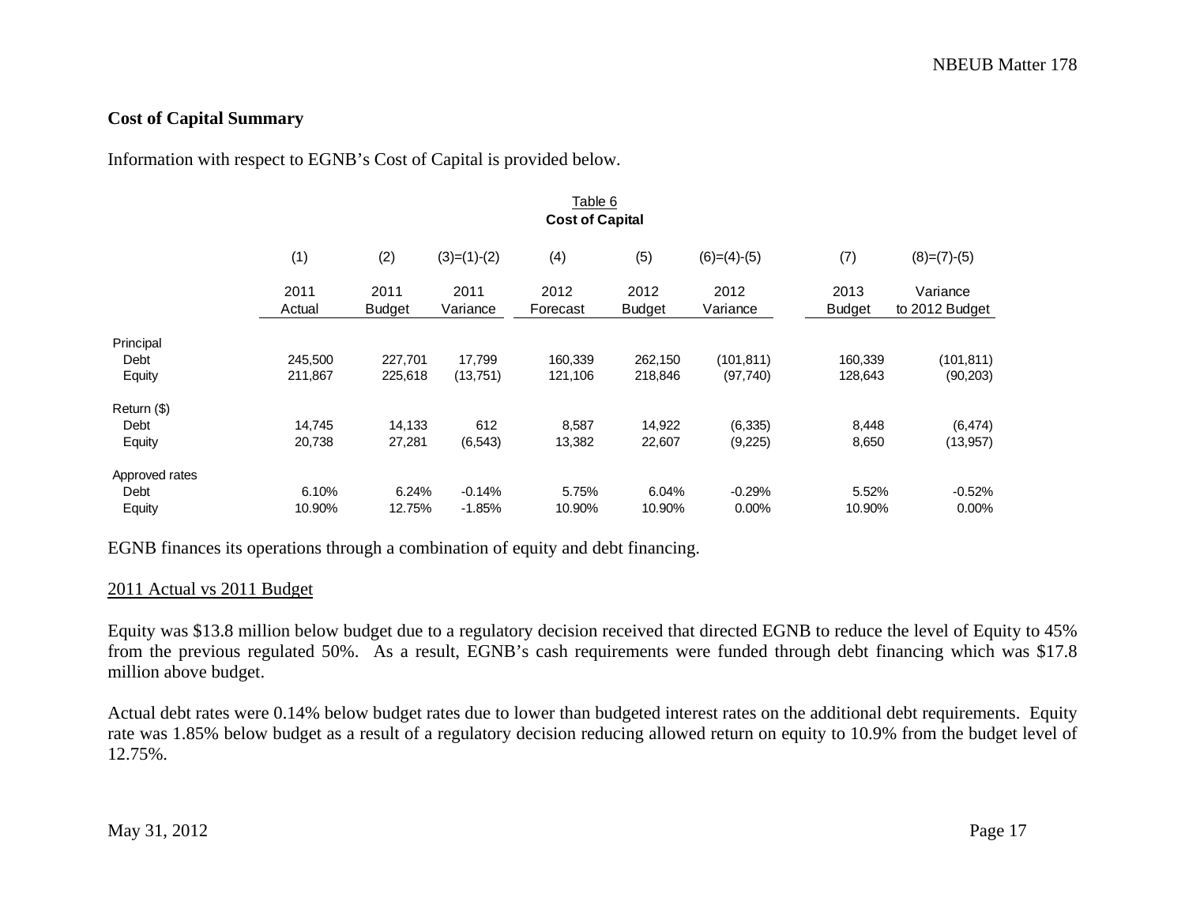## Cost of Capital Summary

Information with respect to EGNB's Cost of Capital is provided below.

Table 6
**Cost of Capital**

| | (1) | (2) | (3)=(1)-(2) | (4) | (5) | (6)=(4)-(5) | (7) | (8)=(7)-(5) |
|---|---|---|---|---|---|---|---|---|
| | 2011 Actual | 2011 Budget | 2011 Variance | 2012 Forecast | 2012 Budget | 2012 Variance | 2013 Budget | Variance to 2012 Budget |
| Principal | | | | | | | | |
| Debt | 245,500 | 227,701 | 17,799 | 160,339 | 262,150 | (101,811) | 160,339 | (101,811) |
| Equity | 211,867 | 225,618 | (13,751) | 121,106 | 218,846 | (97,740) | 128,643 | (90,203) |
| Return ($) | | | | | | | | |
| Debt | 14,745 | 14,133 | 612 | 8,587 | 14,922 | (6,335) | 8,448 | (6,474) |
| Equity | 20,738 | 27,281 | (6,543) | 13,382 | 22,607 | (9,225) | 8,650 | (13,957) |
| Approved rates | | | | | | | | |
| Debt | 6.10% | 6.24% | -0.14% | 5.75% | 6.04% | -0.29% | 5.52% | -0.52% |
| Equity | 10.90% | 12.75% | -1.85% | 10.90% | 10.90% | 0.00% | 10.90% | 0.00% |

EGNB finances its operations through a combination of equity and debt financing.

<u>2011 Actual vs 2011 Budget</u>

Equity was $13.8 million below budget due to a regulatory decision received that directed EGNB to reduce the level of Equity to 45% from the previous regulated 50%. As a result, EGNB's cash requirements were funded through debt financing which was $17.8 million above budget.

Actual debt rates were 0.14% below budget rates due to lower than budgeted interest rates on the additional debt requirements. Equity rate was 1.85% below budget as a result of a regulatory decision reducing allowed return on equity to 10.9% from the budget level of 12.75%.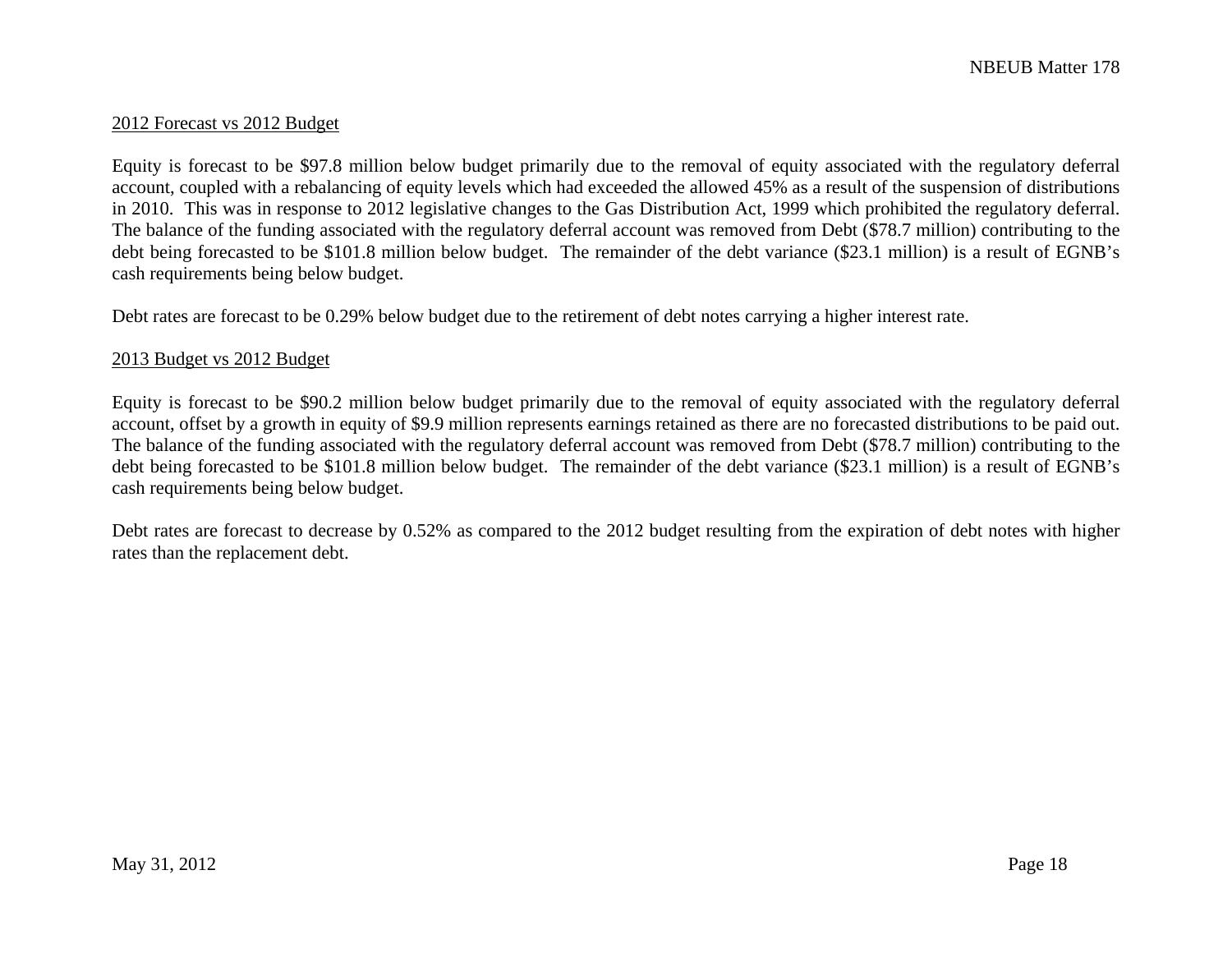<u>2012 Forecast vs 2012 Budget</u>

Equity is forecast to be $97.8 million below budget primarily due to the removal of equity associated with the regulatory deferral account, coupled with a rebalancing of equity levels which had exceeded the allowed 45% as a result of the suspension of distributions in 2010. This was in response to 2012 legislative changes to the Gas Distribution Act, 1999 which prohibited the regulatory deferral. The balance of the funding associated with the regulatory deferral account was removed from Debt ($78.7 million) contributing to the debt being forecasted to be $101.8 million below budget. The remainder of the debt variance ($23.1 million) is a result of EGNB's cash requirements being below budget.

Debt rates are forecast to be 0.29% below budget due to the retirement of debt notes carrying a higher interest rate.

<u>2013 Budget vs 2012 Budget</u>

Equity is forecast to be $90.2 million below budget primarily due to the removal of equity associated with the regulatory deferral account, offset by a growth in equity of $9.9 million represents earnings retained as there are no forecasted distributions to be paid out. The balance of the funding associated with the regulatory deferral account was removed from Debt ($78.7 million) contributing to the debt being forecasted to be $101.8 million below budget. The remainder of the debt variance ($23.1 million) is a result of EGNB's cash requirements being below budget.

Debt rates are forecast to decrease by 0.52% as compared to the 2012 budget resulting from the expiration of debt notes with higher rates than the replacement debt.